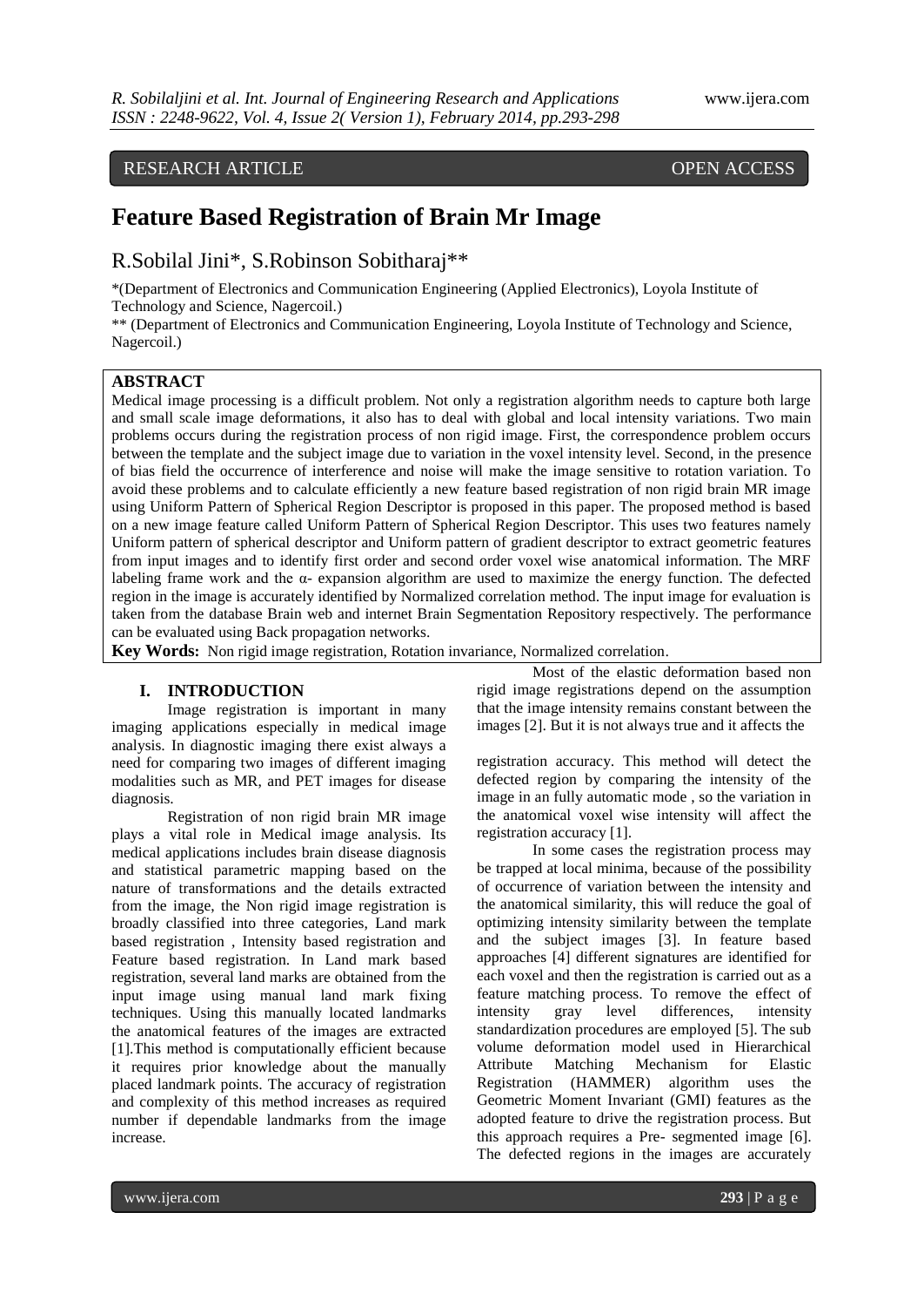RESEARCH ARTICLE OPEN ACCESS

# Feature Based Registration of Brain Mr Image

R.Sobilal Jini*, S.Robinson Sobitharaj**

*(Department of Electronics and Communication Engineering (Applied Electronics), Loyola Institute of Technology and Science, Nagercoil.)

** (Department of Electronics and Communication Engineering, Loyola Institute of Technology and Science, Nagercoil.)

## ABSTRACT

Medical image processing is a difficult problem. Not only a registration algorithm needs to capture both large and small scale image deformations, it also has to deal with global and local intensity variations. Two main problems occurs during the registration process of non rigid image. First, the correspondence problem occurs between the template and the subject image due to variation in the voxel intensity level. Second, in the presence of bias field the occurrence of interference and noise will make the image sensitive to rotation variation. To avoid these problems and to calculate efficiently a new feature based registration of non rigid brain MR image using Uniform Pattern of Spherical Region Descriptor is proposed in this paper. The proposed method is based on a new image feature called Uniform Pattern of Spherical Region Descriptor. This uses two features namely Uniform pattern of spherical descriptor and Uniform pattern of gradient descriptor to extract geometric features from input images and to identify first order and second order voxel wise anatomical information. The MRF labeling frame work and the α- expansion algorithm are used to maximize the energy function. The defected region in the image is accurately identified by Normalized correlation method. The input image for evaluation is taken from the database Brain web and internet Brain Segmentation Repository respectively. The performance can be evaluated using Back propagation networks.

**Key Words:** Non rigid image registration, Rotation invariance, Normalized correlation.

## I. INTRODUCTION

Image registration is important in many imaging applications especially in medical image analysis. In diagnostic imaging there exist always a need for comparing two images of different imaging modalities such as MR, and PET images for disease diagnosis.

Registration of non rigid brain MR image plays a vital role in Medical image analysis. Its medical applications includes brain disease diagnosis and statistical parametric mapping based on the nature of transformations and the details extracted from the image, the Non rigid image registration is broadly classified into three categories, Land mark based registration , Intensity based registration and Feature based registration. In Land mark based registration, several land marks are obtained from the input image using manual land mark fixing techniques. Using this manually located landmarks the anatomical features of the images are extracted [1].This method is computationally efficient because it requires prior knowledge about the manually placed landmark points. The accuracy of registration and complexity of this method increases as required number if dependable landmarks from the image increase.

Most of the elastic deformation based non rigid image registrations depend on the assumption that the image intensity remains constant between the images [2]. But it is not always true and it affects the registration accuracy. This method will detect the defected region by comparing the intensity of the image in an fully automatic mode , so the variation in the anatomical voxel wise intensity will affect the registration accuracy [1].

In some cases the registration process may be trapped at local minima, because of the possibility of occurrence of variation between the intensity and the anatomical similarity, this will reduce the goal of optimizing intensity similarity between the template and the subject images [3]. In feature based approaches [4] different signatures are identified for each voxel and then the registration is carried out as a feature matching process. To remove the effect of intensity gray level differences, intensity standardization procedures are employed [5]. The sub volume deformation model used in Hierarchical Attribute Matching Mechanism for Elastic Registration (HAMMER) algorithm uses the Geometric Moment Invariant (GMI) features as the adopted feature to drive the registration process. But this approach requires a Pre- segmented image [6]. The defected regions in the images are accurately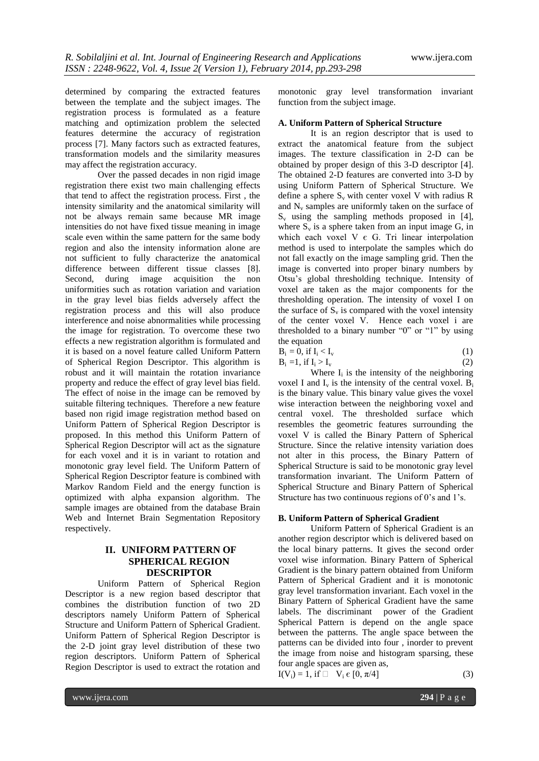determined by comparing the extracted features between the template and the subject images. The registration process is formulated as a feature matching and optimization problem the selected features determine the accuracy of registration process [7]. Many factors such as extracted features, transformation models and the similarity measures may affect the registration accuracy.

Over the passed decades in non rigid image registration there exist two main challenging effects that tend to affect the registration process. First , the intensity similarity and the anatomical similarity will not be always remain same because MR image intensities do not have fixed tissue meaning in image scale even within the same pattern for the same body region and also the intensity information alone are not sufficient to fully characterize the anatomical difference between different tissue classes [8]. Second, during image acquisition the non uniformities such as rotation variation and variation in the gray level bias fields adversely affect the registration process and this will also produce interference and noise abnormalities while processing the image for registration. To overcome these two effects a new registration algorithm is formulated and it is based on a novel feature called Uniform Pattern of Spherical Region Descriptor. This algorithm is robust and it will maintain the rotation invariance property and reduce the effect of gray level bias field. The effect of noise in the image can be removed by suitable filtering techniques. Therefore a new feature based non rigid image registration method based on Uniform Pattern of Spherical Region Descriptor is proposed. In this method this Uniform Pattern of Spherical Region Descriptor will act as the signature for each voxel and it is in variant to rotation and monotonic gray level field. The Uniform Pattern of Spherical Region Descriptor feature is combined with Markov Random Field and the energy function is optimized with alpha expansion algorithm. The sample images are obtained from the database Brain Web and Internet Brain Segmentation Repository respectively.

## II. UNIFORM PATTERN OF SPHERICAL REGION DESCRIPTOR

Uniform Pattern of Spherical Region Descriptor is a new region based descriptor that combines the distribution function of two 2D descriptors namely Uniform Pattern of Spherical Structure and Uniform Pattern of Spherical Gradient. Uniform Pattern of Spherical Region Descriptor is the 2-D joint gray level distribution of these two region descriptors. Uniform Pattern of Spherical Region Descriptor is used to extract the rotation and monotonic gray level transformation invariant function from the subject image.

### A. Uniform Pattern of Spherical Structure

It is an region descriptor that is used to extract the anatomical feature from the subject images. The texture classification in 2-D can be obtained by proper design of this 3-D descriptor [4]. The obtained 2-D features are converted into 3-D by using Uniform Pattern of Spherical Structure. We define a sphere $S_v$ with center voxel V with radius R and $N_v$ samples are uniformly taken on the surface of $S_v$ using the sampling methods proposed in [4], where $S_v$ is a sphere taken from an input image G, in which each voxel $V \in G$. Tri linear interpolation method is used to interpolate the samples which do not fall exactly on the image sampling grid. Then the image is converted into proper binary numbers by Otsu's global thresholding technique. Intensity of voxel are taken as the major components for the thresholding operation. The intensity of voxel I on the surface of $S_v$ is compared with the voxel intensity of the center voxel V. Hence each voxel i are thresholded to a binary number "0" or "1" by using the equation

$$B_i = 0, \text{ if } I_i < I_v \quad (1)$$

$$B_i = 1, \text{ if } I_i > I_v \quad (2)$$

Where $I_i$ is the intensity of the neighboring voxel I and $I_v$ is the intensity of the central voxel. $B_i$ is the binary value. This binary value gives the voxel wise interaction between the neighboring voxel and central voxel. The thresholded surface which resembles the geometric features surrounding the voxel V is called the Binary Pattern of Spherical Structure. Since the relative intensity variation does not alter in this process, the Binary Pattern of Spherical Structure is said to be monotonic gray level transformation invariant. The Uniform Pattern of Spherical Structure and Binary Pattern of Spherical Structure has two continuous regions of 0's and 1's.

### B. Uniform Pattern of Spherical Gradient

Uniform Pattern of Spherical Gradient is an another region descriptor which is delivered based on the local binary patterns. It gives the second order voxel wise information. Binary Pattern of Spherical Gradient is the binary pattern obtained from Uniform Pattern of Spherical Gradient and it is monotonic gray level transformation invariant. Each voxel in the Binary Pattern of Spherical Gradient have the same labels. The discriminant power of the Gradient Spherical Pattern is depend on the angle space between the patterns. The angle space between the patterns can be divided into four , inorder to prevent the image from noise and histogram sparsing, these four angle spaces are given as,

$$I(V_i) = 1, \text{ if } \square \; V_i \in [0, \pi/4] \quad (3)$$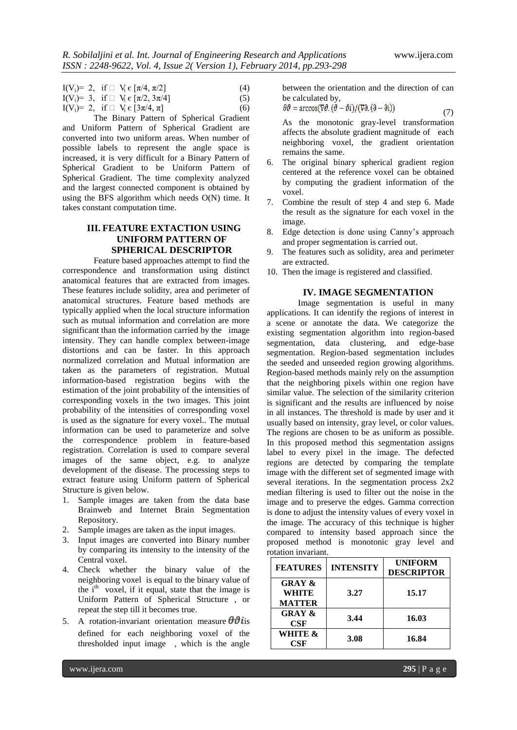$I(V_i)= 2$, if $\square$ $V_i \in [\pi/4, \pi/2]$ (4)

$I(V_i)= 3$, if $\square$ $V_i \in [\pi/2, 3\pi/4]$ (5)

$I(V_i)= 2$, if $\square$ $V_i \in [3\pi/4, \pi]$ (6)

The Binary Pattern of Spherical Gradient and Uniform Pattern of Spherical Gradient are converted into two uniform areas. When number of possible labels to represent the angle space is increased, it is very difficult for a Binary Pattern of Spherical Gradient to be Uniform Pattern of Spherical Gradient. The time complexity analyzed and the largest connected component is obtained by using the BFS algorithm which needs O(N) time. It takes constant computation time.

## III. FEATURE EXTACTION USING UNIFORM PATTERN OF SPHERICAL DESCRIPTOR

Feature based approaches attempt to find the correspondence and transformation using distinct anatomical features that are extracted from images. These features include solidity, area and perimeter of anatomical structures. Feature based methods are typically applied when the local structure information such as mutual information and correlation are more significant than the information carried by the image intensity. They can handle complex between-image distortions and can be faster. In this approach normalized correlation and Mutual information are taken as the parameters of registration. Mutual information-based registration begins with the estimation of the joint probability of the intensities of corresponding voxels in the two images. This joint probability of the intensities of corresponding voxel is used as the signature for every voxel.. The mutual information can be used to parameterize and solve the correspondence problem in feature-based registration. Correlation is used to compare several images of the same object, e.g. to analyze development of the disease. The processing steps to extract feature using Uniform pattern of Spherical Structure is given below.

1. Sample images are taken from the data base Brainweb and Internet Brain Segmentation Repository.
2. Sample images are taken as the input images.
3. Input images are converted into Binary number by comparing its intensity to the intensity of the Central voxel.
4. Check whether the binary value of the neighboring voxel is equal to the binary value of the i[th] voxel, if it equal, state that the image is Uniform Pattern of Spherical Structure , or repeat the step till it becomes true.
5. A rotation-invariant orientation measure $\theta\vartheta i$ is defined for each neighboring voxel of the thresholded input image , which is the angle between the orientation and the direction of can be calculated by,

$$\theta\vartheta = \arccos(\nabla\vartheta.(\vartheta - \vartheta i)/(\nabla\vartheta.(\vartheta - \vartheta i)) \tag{7}$$

   As the monotonic gray-level transformation affects the absolute gradient magnitude of each neighboring voxel, the gradient orientation remains the same.
6. The original binary spherical gradient region centered at the reference voxel can be obtained by computing the gradient information of the voxel.
7. Combine the result of step 4 and step 6. Made the result as the signature for each voxel in the image.
8. Edge detection is done using Canny's approach and proper segmentation is carried out.
9. The features such as solidity, area and perimeter are extracted.
10. Then the image is registered and classified.

## IV. IMAGE SEGMENTATION

Image segmentation is useful in many applications. It can identify the regions of interest in a scene or annotate the data. We categorize the existing segmentation algorithm into region-based segmentation, data clustering, and edge-base segmentation. Region-based segmentation includes the seeded and unseeded region growing algorithms. Region-based methods mainly rely on the assumption that the neighboring pixels within one region have similar value. The selection of the similarity criterion is significant and the results are influenced by noise in all instances. The threshold is made by user and it usually based on intensity, gray level, or color values. The regions are chosen to be as uniform as possible. In this proposed method this segmentation assigns label to every pixel in the image. The defected regions are detected by comparing the template image with the different set of segmented image with several iterations. In the segmentation process 2x2 median filtering is used to filter out the noise in the image and to preserve the edges. Gamma correction is done to adjust the intensity values of every voxel in the image. The accuracy of this technique is higher compared to intensity based approach since the proposed method is monotonic gray level and rotation invariant.

| FEATURES | INTENSITY | UNIFORM DESCRIPTOR |
|---|---|---|
| GRAY & WHITE MATTER | 3.27 | 15.17 |
| GRAY & CSF | 3.44 | 16.03 |
| WHITE & CSF | 3.08 | 16.84 |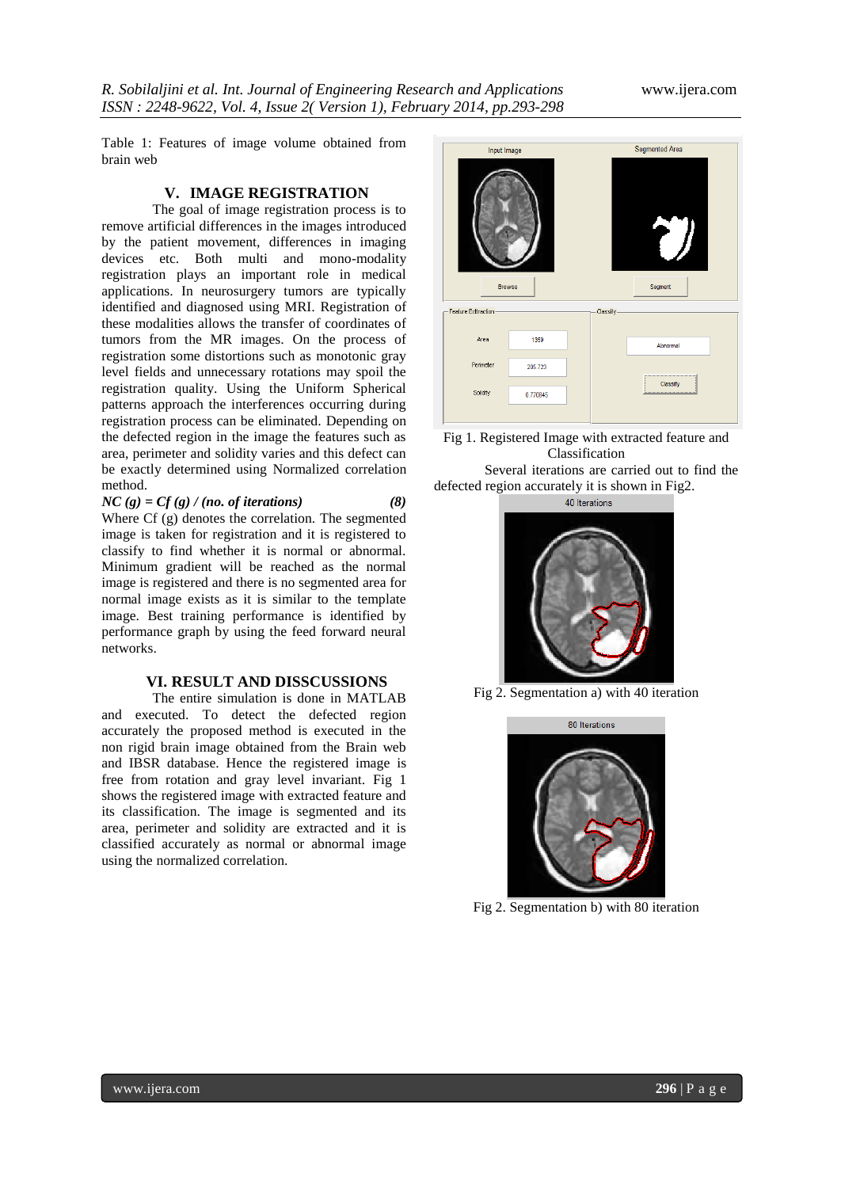Table 1: Features of image volume obtained from brain web

## V. IMAGE REGISTRATION

The goal of image registration process is to remove artificial differences in the images introduced by the patient movement, differences in imaging devices etc. Both multi and mono-modality registration plays an important role in medical applications. In neurosurgery tumors are typically identified and diagnosed using MRI. Registration of these modalities allows the transfer of coordinates of tumors from the MR images. On the process of registration some distortions such as monotonic gray level fields and unnecessary rotations may spoil the registration quality. Using the Uniform Spherical patterns approach the interferences occurring during registration process can be eliminated. Depending on the defected region in the image the features such as area, perimeter and solidity varies and this defect can be exactly determined using Normalized correlation method.

$$NC(g) = Cf(g) / (\text{no. of iterations}) \qquad (8)$$

Where Cf (g) denotes the correlation. The segmented image is taken for registration and it is registered to classify to find whether it is normal or abnormal. Minimum gradient will be reached as the normal image is registered and there is no segmented area for normal image exists as it is similar to the template image. Best training performance is identified by performance graph by using the feed forward neural networks.

## VI. RESULT AND DISSCUSSIONS

The entire simulation is done in MATLAB and executed. To detect the defected region accurately the proposed method is executed in the non rigid brain image obtained from the Brain web and IBSR database. Hence the registered image is free from rotation and gray level invariant. Fig 1 shows the registered image with extracted feature and its classification. The image is segmented and its area, perimeter and solidity are extracted and it is classified accurately as normal or abnormal image using the normalized correlation.

Fig 1. Registered Image with extracted feature and Classification

Several iterations are carried out to find the defected region accurately it is shown in Fig2.

Fig 2. Segmentation a) with 40 iteration

Fig 2. Segmentation b) with 80 iteration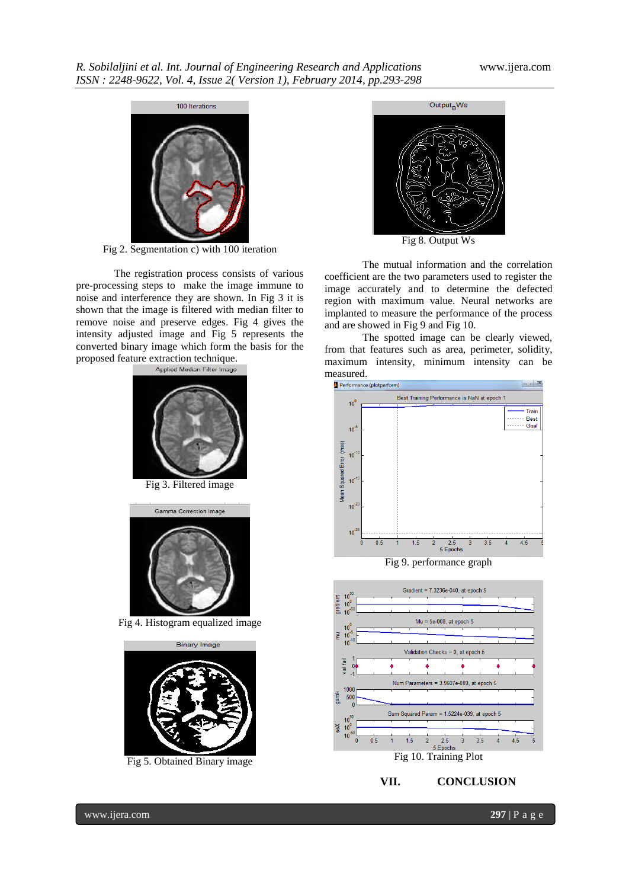Fig 2. Segmentation c) with 100 iteration

The registration process consists of various pre-processing steps to make the image immune to noise and interference they are shown. In Fig 3 it is shown that the image is filtered with median filter to remove noise and preserve edges. Fig 4 gives the intensity adjusted image and Fig 5 represents the converted binary image which form the basis for the proposed feature extraction technique.

Fig 3. Filtered image

Fig 4. Histogram equalized image

Fig 5. Obtained Binary image

Fig 8. Output Ws

The mutual information and the correlation coefficient are the two parameters used to register the image accurately and to determine the defected region with maximum value. Neural networks are implanted to measure the performance of the process and are showed in Fig 9 and Fig 10.

The spotted image can be clearly viewed, from that features such as area, perimeter, solidity, maximum intensity, minimum intensity can be measured.

Fig 9. performance graph

Fig 10. Training Plot

## VII. CONCLUSION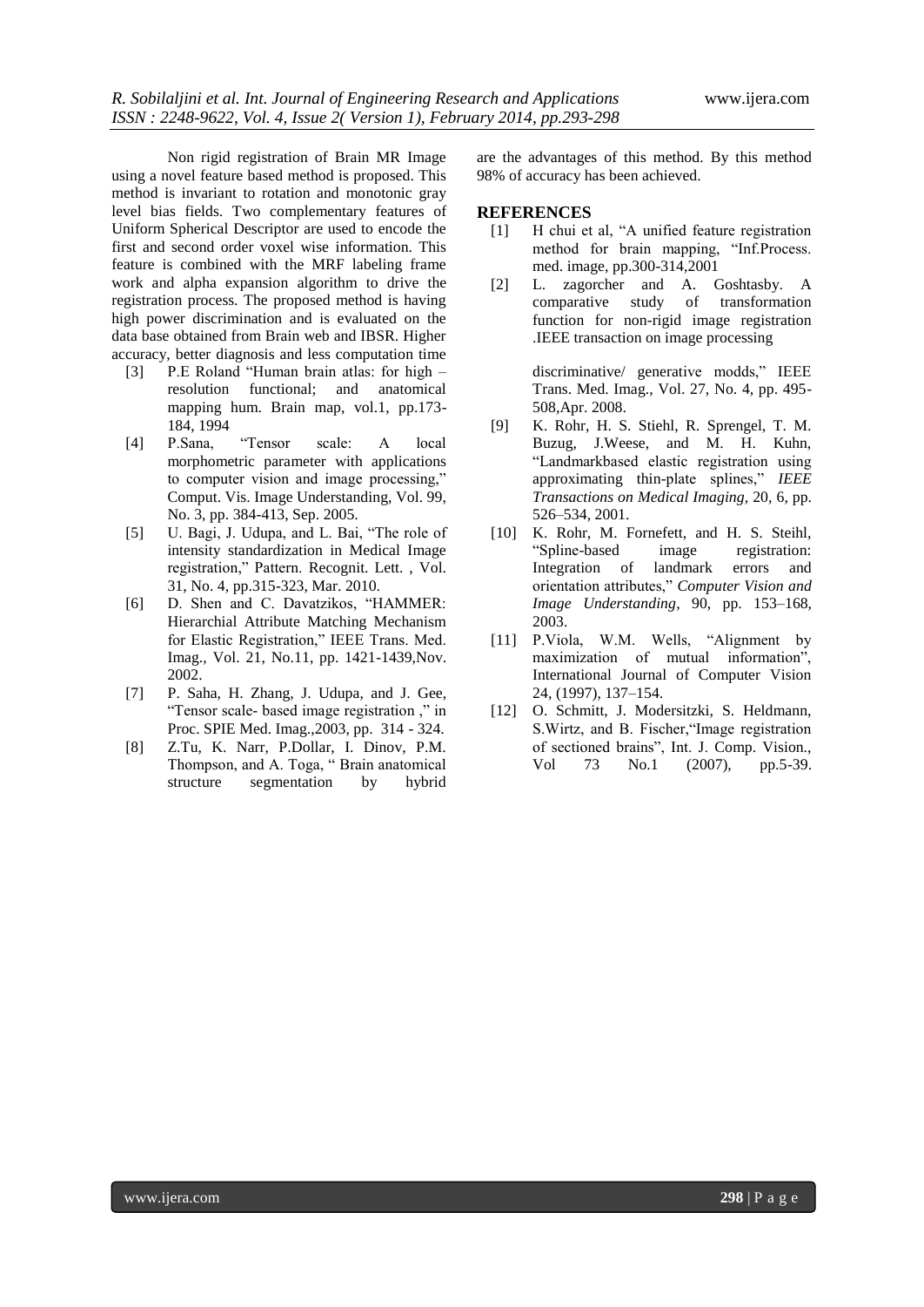Non rigid registration of Brain MR Image using a novel feature based method is proposed. This method is invariant to rotation and monotonic gray level bias fields. Two complementary features of Uniform Spherical Descriptor are used to encode the first and second order voxel wise information. This feature is combined with the MRF labeling frame work and alpha expansion algorithm to drive the registration process. The proposed method is having high power discrimination and is evaluated on the data base obtained from Brain web and IBSR. Higher accuracy, better diagnosis and less computation time are the advantages of this method. By this method 98% of accuracy has been achieved.

## REFERENCES

[1] H chui et al, "A unified feature registration method for brain mapping, "Inf.Process. med. image, pp.300-314,2001

[2] L. zagorcher and A. Goshtasby. A comparative study of transformation function for non-rigid image registration .IEEE transaction on image processing

[3] P.E Roland "Human brain atlas: for high – resolution functional; and anatomical mapping hum. Brain map, vol.1, pp.173-184, 1994

[4] P.Sana, "Tensor scale: A local morphometric parameter with applications to computer vision and image processing," Comput. Vis. Image Understanding, Vol. 99, No. 3, pp. 384-413, Sep. 2005.

[5] U. Bagi, J. Udupa, and L. Bai, "The role of intensity standardization in Medical Image registration," Pattern. Recognit. Lett. , Vol. 31, No. 4, pp.315-323, Mar. 2010.

[6] D. Shen and C. Davatzikos, "HAMMER: Hierarchial Attribute Matching Mechanism for Elastic Registration," IEEE Trans. Med. Imag., Vol. 21, No.11, pp. 1421-1439,Nov. 2002.

[7] P. Saha, H. Zhang, J. Udupa, and J. Gee, "Tensor scale- based image registration ," in Proc. SPIE Med. Imag.,2003, pp. 314 - 324.

[8] Z.Tu, K. Narr, P.Dollar, I. Dinov, P.M. Thompson, and A. Toga, " Brain anatomical structure segmentation by hybrid discriminative/ generative modds," IEEE Trans. Med. Imag., Vol. 27, No. 4, pp. 495-508,Apr. 2008.

[9] K. Rohr, H. S. Stiehl, R. Sprengel, T. M. Buzug, J.Weese, and M. H. Kuhn, "Landmarkbased elastic registration using approximating thin-plate splines," *IEEE Transactions on Medical Imaging*, 20, 6, pp. 526–534, 2001.

[10] K. Rohr, M. Fornefett, and H. S. Steihl, "Spline-based image registration: Integration of landmark errors and orientation attributes," *Computer Vision and Image Understanding*, 90, pp. 153–168, 2003.

[11] P.Viola, W.M. Wells, "Alignment by maximization of mutual information", International Journal of Computer Vision 24, (1997), 137–154.

[12] O. Schmitt, J. Modersitzki, S. Heldmann, S.Wirtz, and B. Fischer,"Image registration of sectioned brains", Int. J. Comp. Vision., Vol 73 No.1 (2007), pp.5-39.